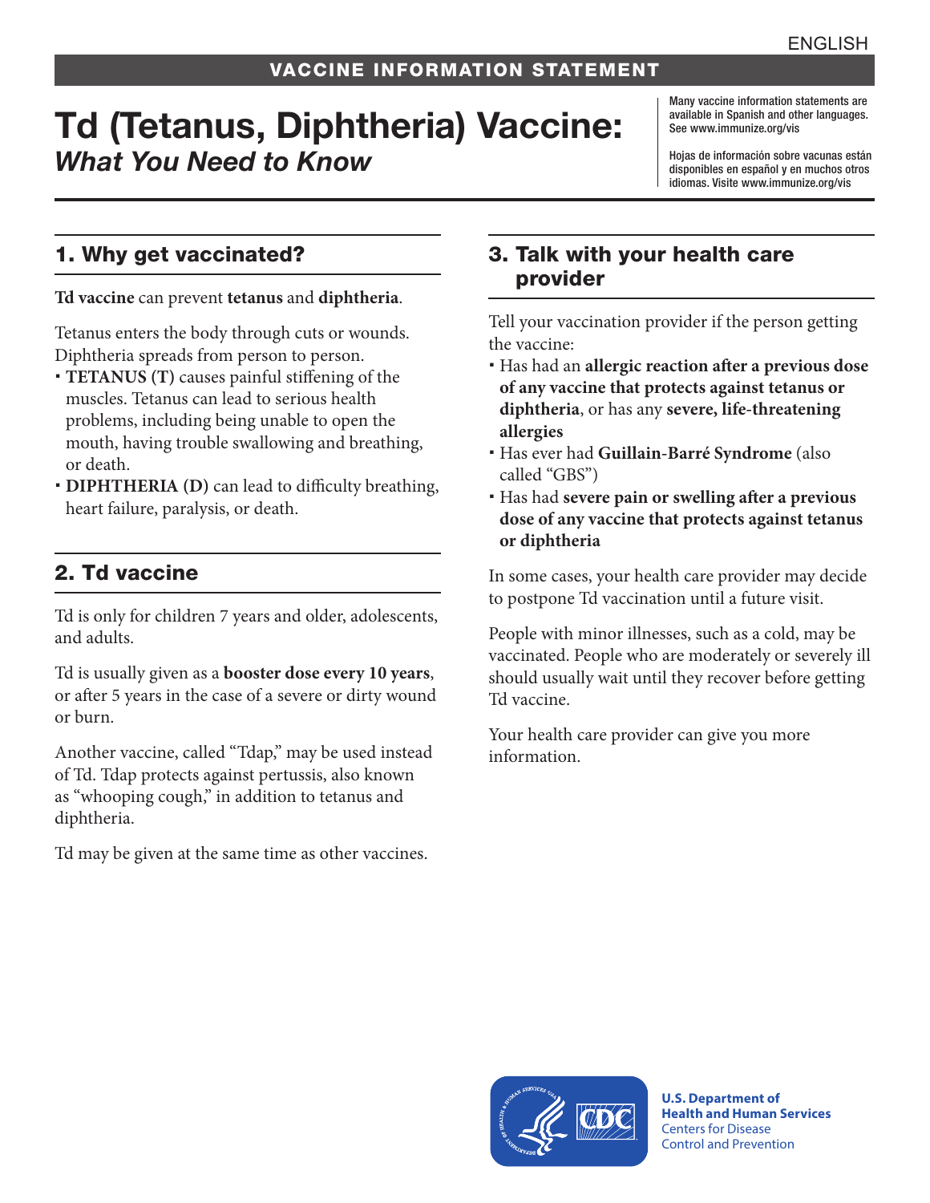ENGLISH

VACCINE INFORMATION STATEMENT

# Td (Tetanus, Diphtheria) Vaccine: *What You Need to Know*

Many vaccine information statements are available in Spanish and other languages. See www.immunize.org/vis

Hojas de información sobre vacunas están disponibles en español y en muchos otros idiomas. Visite www.immunize.org/vis

## 1. Why get vaccinated?

**Td vaccine** can prevent **tetanus** and **diphtheria**.

Tetanus enters the body through cuts or wounds. Diphtheria spreads from person to person.

- **TETANUS (T)** causes painful stiffening of the muscles. Tetanus can lead to serious health problems, including being unable to open the mouth, having trouble swallowing and breathing, or death.
- **DIPHTHERIA (D)** can lead to difficulty breathing, heart failure, paralysis, or death.

## 2. Td vaccine

Td is only for children 7 years and older, adolescents, and adults.

Td is usually given as a **booster dose every 10 years**, or after 5 years in the case of a severe or dirty wound or burn.

Another vaccine, called "Tdap," may be used instead of Td. Tdap protects against pertussis, also known as "whooping cough," in addition to tetanus and diphtheria.

Td may be given at the same time as other vaccines.

## 3. Talk with your health care provider

Tell your vaccination provider if the person getting the vaccine:

- Has had an **allergic reaction after a previous dose of any vaccine that protects against tetanus or diphtheria**, or has any **severe, life-threatening allergies**
- Has ever had **Guillain-Barré Syndrome** (also called "GBS")
- Has had **severe pain or swelling after a previous dose of any vaccine that protects against tetanus or diphtheria**

In some cases, your health care provider may decide to postpone Td vaccination until a future visit.

People with minor illnesses, such as a cold, may be vaccinated. People who are moderately or severely ill should usually wait until they recover before getting Td vaccine.

Your health care provider can give you more information.

**U.S. Department of Health and Human Services**
Centers for Disease Control and Prevention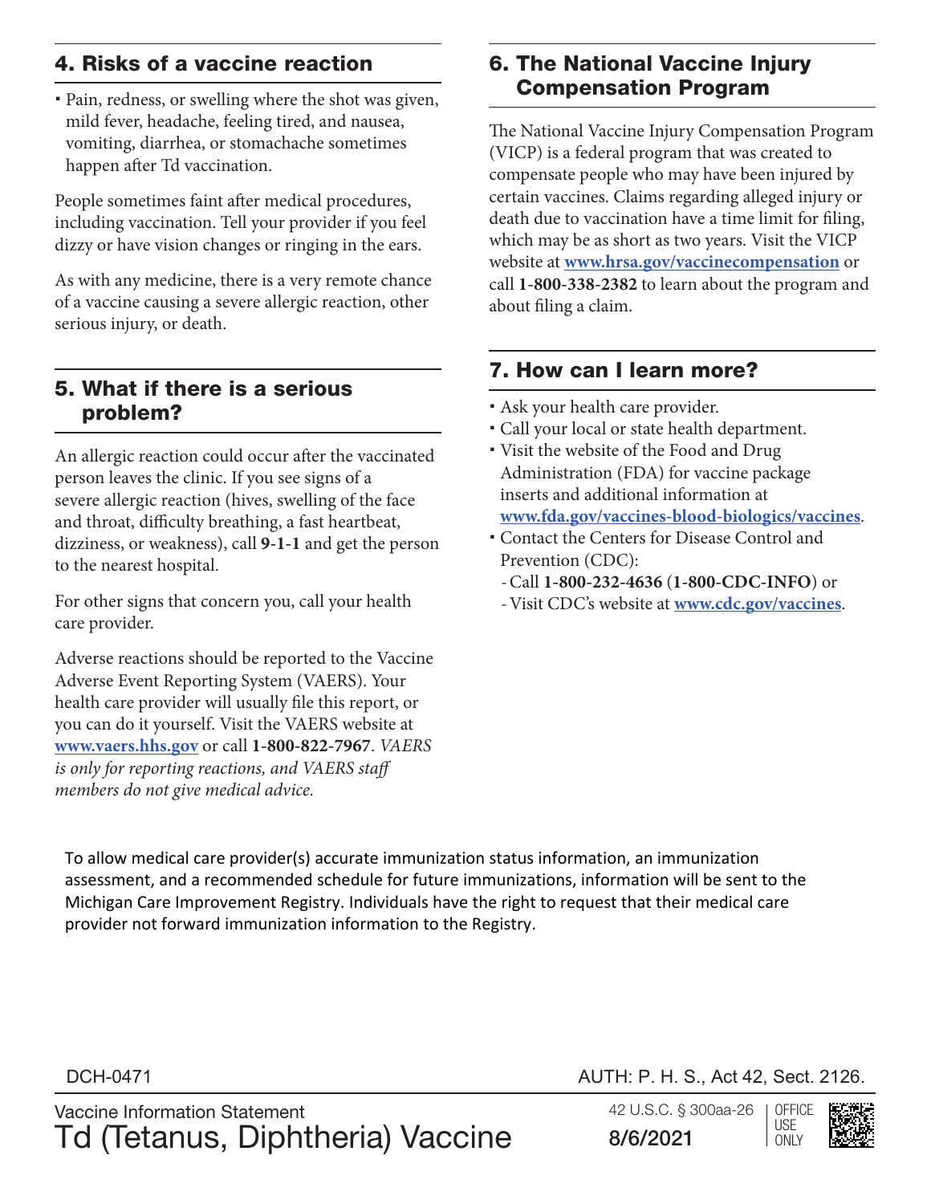## 4. Risks of a vaccine reaction

- Pain, redness, or swelling where the shot was given, mild fever, headache, feeling tired, and nausea, vomiting, diarrhea, or stomachache sometimes happen after Td vaccination.

People sometimes faint after medical procedures, including vaccination. Tell your provider if you feel dizzy or have vision changes or ringing in the ears.

As with any medicine, there is a very remote chance of a vaccine causing a severe allergic reaction, other serious injury, or death.

## 5. What if there is a serious problem?

An allergic reaction could occur after the vaccinated person leaves the clinic. If you see signs of a severe allergic reaction (hives, swelling of the face and throat, difficulty breathing, a fast heartbeat, dizziness, or weakness), call **9-1-1** and get the person to the nearest hospital.

For other signs that concern you, call your health care provider.

Adverse reactions should be reported to the Vaccine Adverse Event Reporting System (VAERS). Your health care provider will usually file this report, or you can do it yourself. Visit the VAERS website at **www.vaers.hhs.gov** or call **1-800-822-7967**. *VAERS is only for reporting reactions, and VAERS staff members do not give medical advice.*

## 6. The National Vaccine Injury Compensation Program

The National Vaccine Injury Compensation Program (VICP) is a federal program that was created to compensate people who may have been injured by certain vaccines. Claims regarding alleged injury or death due to vaccination have a time limit for filing, which may be as short as two years. Visit the VICP website at **www.hrsa.gov/vaccinecompensation** or call **1-800-338-2382** to learn about the program and about filing a claim.

## 7. How can I learn more?

- Ask your health care provider.
- Call your local or state health department.
- Visit the website of the Food and Drug Administration (FDA) for vaccine package inserts and additional information at **www.fda.gov/vaccines-blood-biologics/vaccines**.
- Contact the Centers for Disease Control and Prevention (CDC):
  - Call **1-800-232-4636** (**1-800-CDC-INFO**) or
  - Visit CDC's website at **www.cdc.gov/vaccines**.

To allow medical care provider(s) accurate immunization status information, an immunization assessment, and a recommended schedule for future immunizations, information will be sent to the Michigan Care Improvement Registry. Individuals have the right to request that their medical care provider not forward immunization information to the Registry.

DCH-0471

AUTH: P. H. S., Act 42, Sect. 2126.

Vaccine Information Statement
Td (Tetanus, Diphtheria) Vaccine

42 U.S.C. § 300aa-26
**8/6/2021**

OFFICE USE ONLY